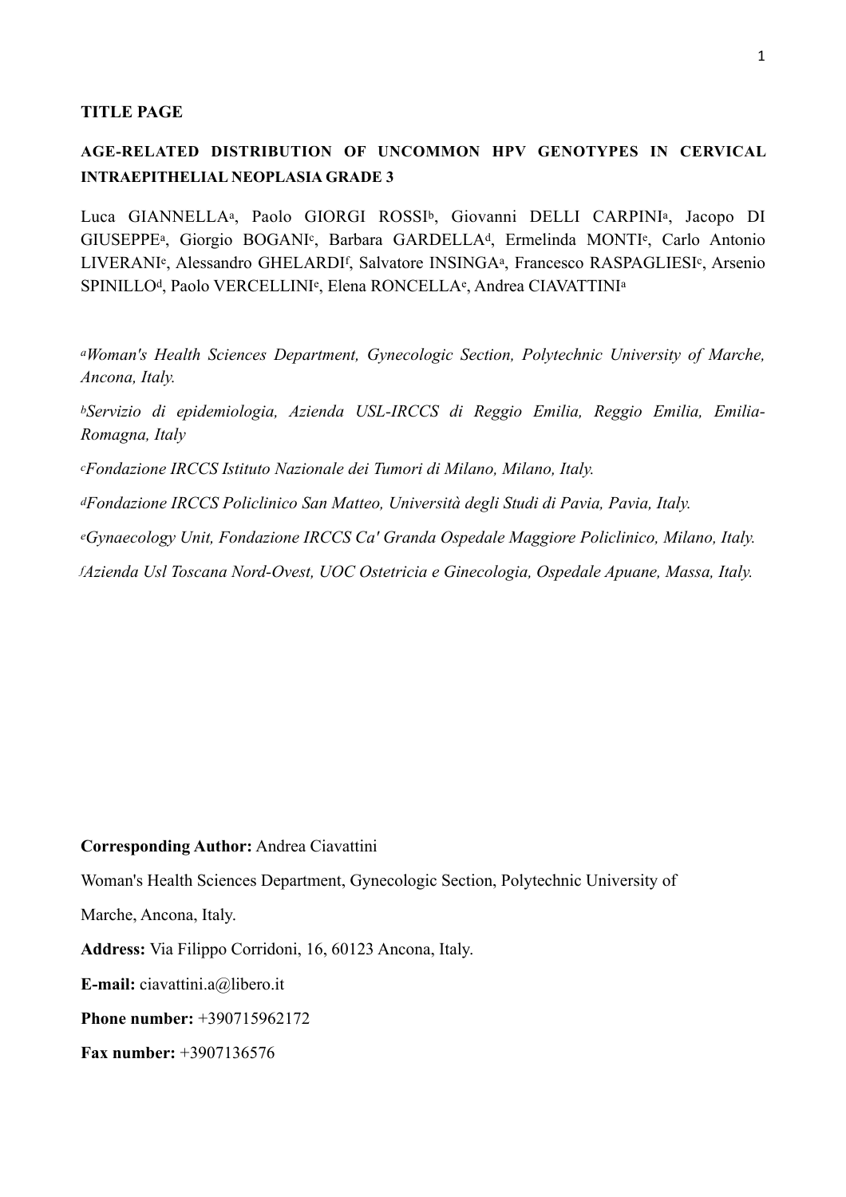**TITLE PAGE**

**AGE-RELATED DISTRIBUTION OF UNCOMMON HPV GENOTYPES IN CERVICAL INTRAEPITHELIAL NEOPLASIA GRADE 3**

Luca GIANNELLA[a], Paolo GIORGI ROSSI[b], Giovanni DELLI CARPINI[a], Jacopo DI GIUSEPPE[a], Giorgio BOGANI[c], Barbara GARDELLA[d], Ermelinda MONTI[e], Carlo Antonio LIVERANI[e], Alessandro GHELARDI[f], Salvatore INSINGA[a], Francesco RASPAGLIESI[c], Arsenio SPINILLO[d], Paolo VERCELLINI[e], Elena RONCELLA[e], Andrea CIAVATTINI[a]

[a]*Woman's Health Sciences Department, Gynecologic Section, Polytechnic University of Marche, Ancona, Italy.*

[b]*Servizio di epidemiologia, Azienda USL-IRCCS di Reggio Emilia, Reggio Emilia, Emilia-Romagna, Italy*

[c]*Fondazione IRCCS Istituto Nazionale dei Tumori di Milano, Milano, Italy.*

[d]*Fondazione IRCCS Policlinico San Matteo, Università degli Studi di Pavia, Pavia, Italy.*

[e]*Gynaecology Unit, Fondazione IRCCS Ca' Granda Ospedale Maggiore Policlinico, Milano, Italy.*

[f]*Azienda Usl Toscana Nord-Ovest, UOC Ostetricia e Ginecologia, Ospedale Apuane, Massa, Italy.*

**Corresponding Author:** Andrea Ciavattini

Woman's Health Sciences Department, Gynecologic Section, Polytechnic University of Marche, Ancona, Italy.

**Address:** Via Filippo Corridoni, 16, 60123 Ancona, Italy.

**E-mail:** ciavattini.a@libero.it

**Phone number:** +390715962172

**Fax number:** +3907136576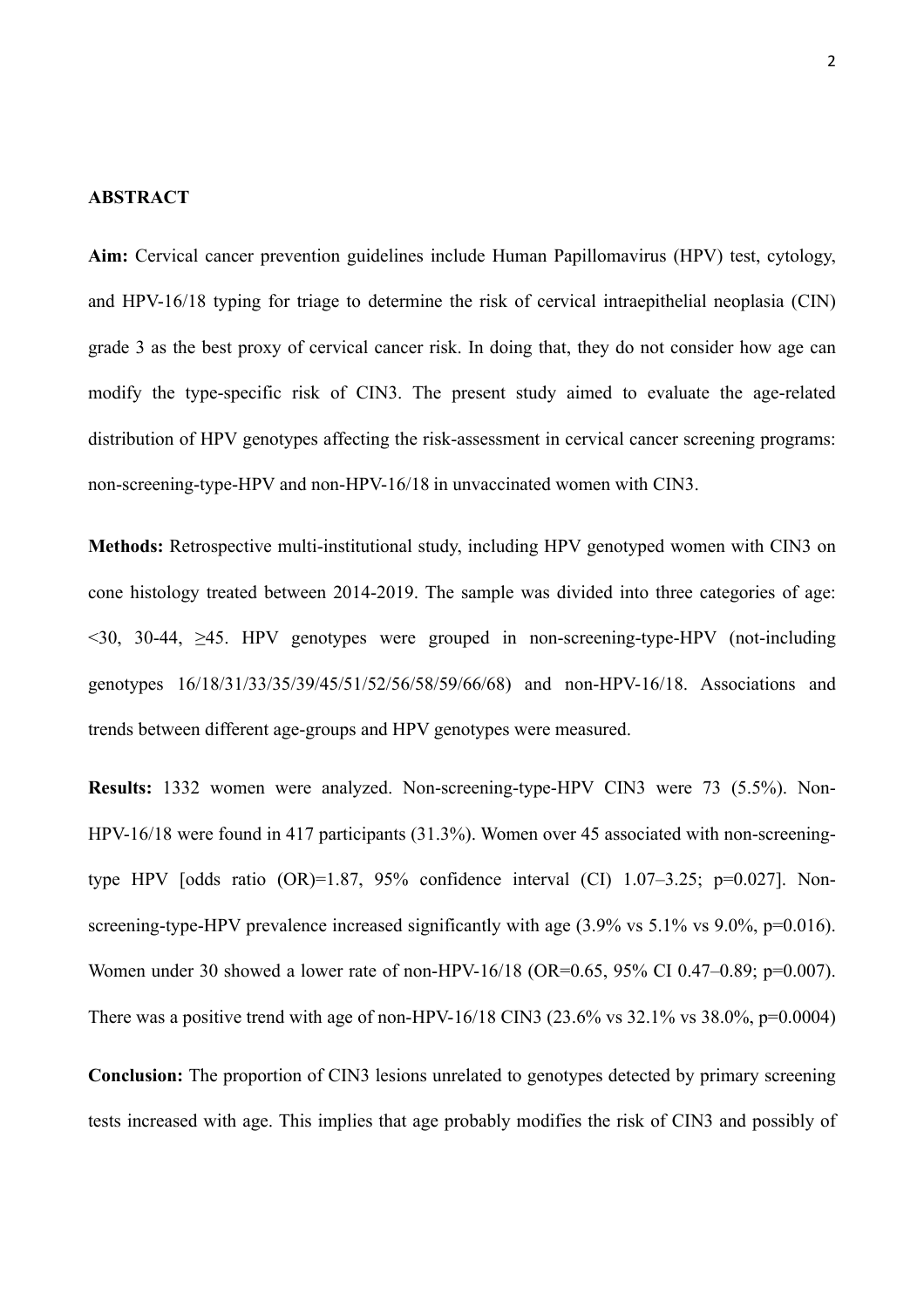**ABSTRACT**

**Aim:** Cervical cancer prevention guidelines include Human Papillomavirus (HPV) test, cytology, and HPV-16/18 typing for triage to determine the risk of cervical intraepithelial neoplasia (CIN) grade 3 as the best proxy of cervical cancer risk. In doing that, they do not consider how age can modify the type-specific risk of CIN3. The present study aimed to evaluate the age-related distribution of HPV genotypes affecting the risk-assessment in cervical cancer screening programs: non-screening-type-HPV and non-HPV-16/18 in unvaccinated women with CIN3.

**Methods:** Retrospective multi-institutional study, including HPV genotyped women with CIN3 on cone histology treated between 2014-2019. The sample was divided into three categories of age: <30, 30-44, ≥45. HPV genotypes were grouped in non-screening-type-HPV (not-including genotypes 16/18/31/33/35/39/45/51/52/56/58/59/66/68) and non-HPV-16/18. Associations and trends between different age-groups and HPV genotypes were measured.

**Results:** 1332 women were analyzed. Non-screening-type-HPV CIN3 were 73 (5.5%). Non-HPV-16/18 were found in 417 participants (31.3%). Women over 45 associated with non-screening-type HPV [odds ratio (OR)=1.87, 95% confidence interval (CI) 1.07–3.25; p=0.027]. Non-screening-type-HPV prevalence increased significantly with age (3.9% vs 5.1% vs 9.0%, p=0.016). Women under 30 showed a lower rate of non-HPV-16/18 (OR=0.65, 95% CI 0.47–0.89; p=0.007). There was a positive trend with age of non-HPV-16/18 CIN3 (23.6% vs 32.1% vs 38.0%, p=0.0004)

**Conclusion:** The proportion of CIN3 lesions unrelated to genotypes detected by primary screening tests increased with age. This implies that age probably modifies the risk of CIN3 and possibly of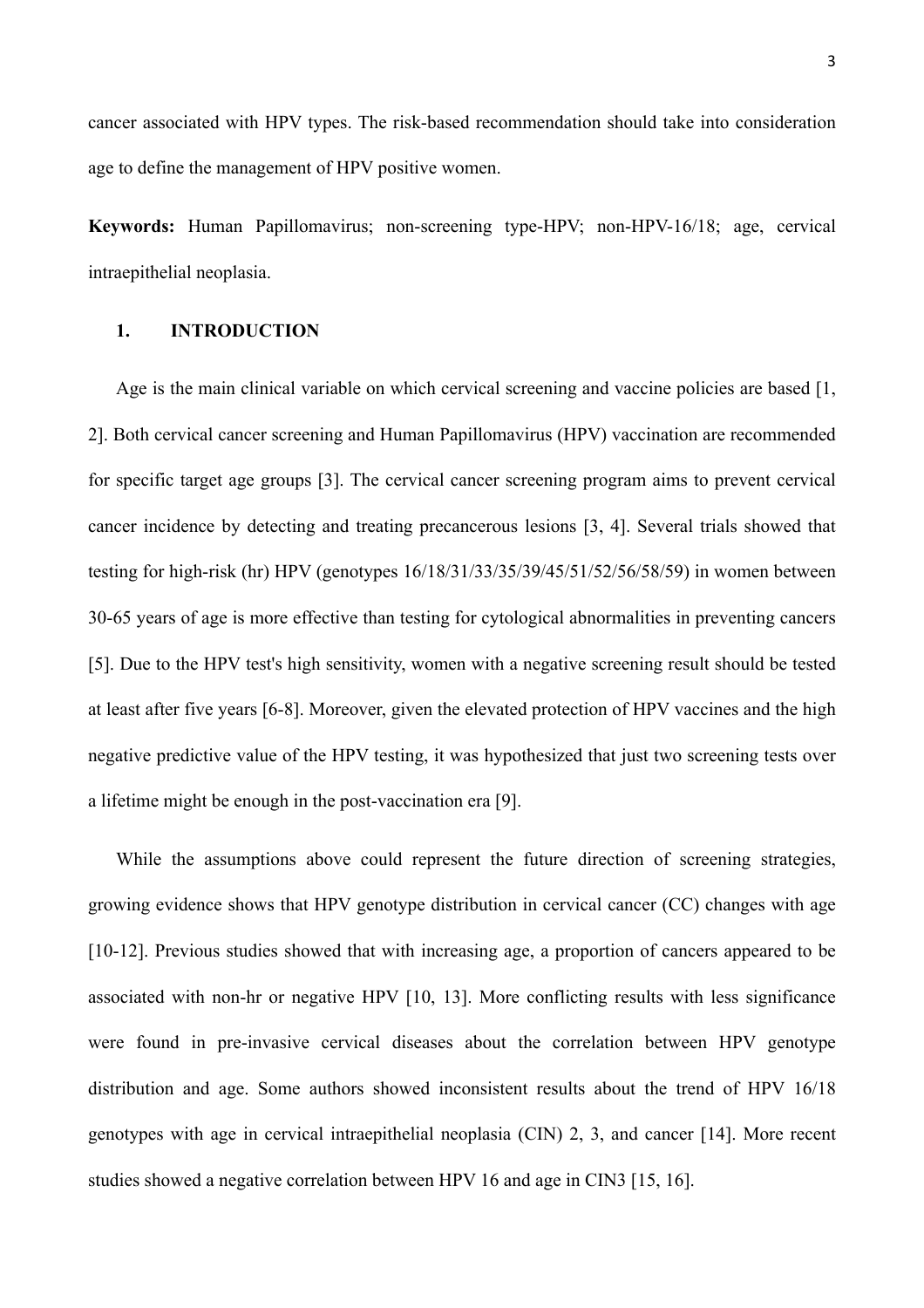cancer associated with HPV types. The risk-based recommendation should take into consideration age to define the management of HPV positive women.

**Keywords:** Human Papillomavirus; non-screening type-HPV; non-HPV-16/18; age, cervical intraepithelial neoplasia.

## 1. INTRODUCTION

Age is the main clinical variable on which cervical screening and vaccine policies are based [1, 2]. Both cervical cancer screening and Human Papillomavirus (HPV) vaccination are recommended for specific target age groups [3]. The cervical cancer screening program aims to prevent cervical cancer incidence by detecting and treating precancerous lesions [3, 4]. Several trials showed that testing for high-risk (hr) HPV (genotypes 16/18/31/33/35/39/45/51/52/56/58/59) in women between 30-65 years of age is more effective than testing for cytological abnormalities in preventing cancers [5]. Due to the HPV test's high sensitivity, women with a negative screening result should be tested at least after five years [6-8]. Moreover, given the elevated protection of HPV vaccines and the high negative predictive value of the HPV testing, it was hypothesized that just two screening tests over a lifetime might be enough in the post-vaccination era [9].

While the assumptions above could represent the future direction of screening strategies, growing evidence shows that HPV genotype distribution in cervical cancer (CC) changes with age [10-12]. Previous studies showed that with increasing age, a proportion of cancers appeared to be associated with non-hr or negative HPV [10, 13]. More conflicting results with less significance were found in pre-invasive cervical diseases about the correlation between HPV genotype distribution and age. Some authors showed inconsistent results about the trend of HPV 16/18 genotypes with age in cervical intraepithelial neoplasia (CIN) 2, 3, and cancer [14]. More recent studies showed a negative correlation between HPV 16 and age in CIN3 [15, 16].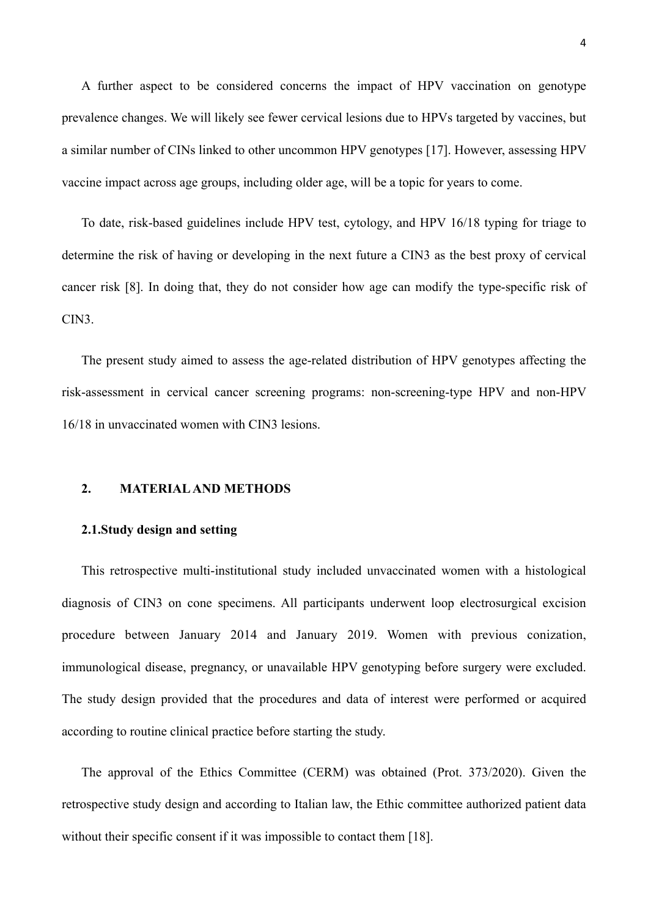A further aspect to be considered concerns the impact of HPV vaccination on genotype prevalence changes. We will likely see fewer cervical lesions due to HPVs targeted by vaccines, but a similar number of CINs linked to other uncommon HPV genotypes [17]. However, assessing HPV vaccine impact across age groups, including older age, will be a topic for years to come.

To date, risk-based guidelines include HPV test, cytology, and HPV 16/18 typing for triage to determine the risk of having or developing in the next future a CIN3 as the best proxy of cervical cancer risk [8]. In doing that, they do not consider how age can modify the type-specific risk of CIN3.

The present study aimed to assess the age-related distribution of HPV genotypes affecting the risk-assessment in cervical cancer screening programs: non-screening-type HPV and non-HPV 16/18 in unvaccinated women with CIN3 lesions.

## 2. MATERIAL AND METHODS

### 2.1. Study design and setting

This retrospective multi-institutional study included unvaccinated women with a histological diagnosis of CIN3 on cone specimens. All participants underwent loop electrosurgical excision procedure between January 2014 and January 2019. Women with previous conization, immunological disease, pregnancy, or unavailable HPV genotyping before surgery were excluded. The study design provided that the procedures and data of interest were performed or acquired according to routine clinical practice before starting the study.

The approval of the Ethics Committee (CERM) was obtained (Prot. 373/2020). Given the retrospective study design and according to Italian law, the Ethic committee authorized patient data without their specific consent if it was impossible to contact them [18].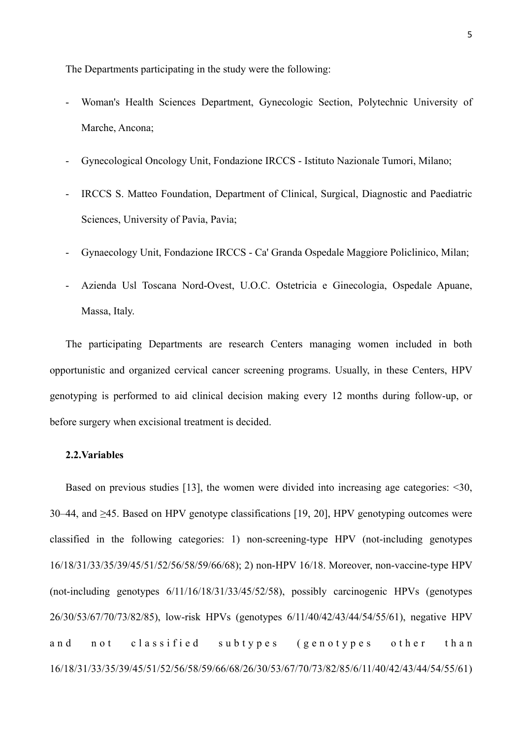The Departments participating in the study were the following:

- Woman's Health Sciences Department, Gynecologic Section, Polytechnic University of Marche, Ancona;
- Gynecological Oncology Unit, Fondazione IRCCS - Istituto Nazionale Tumori, Milano;
- IRCCS S. Matteo Foundation, Department of Clinical, Surgical, Diagnostic and Paediatric Sciences, University of Pavia, Pavia;
- Gynaecology Unit, Fondazione IRCCS - Ca' Granda Ospedale Maggiore Policlinico, Milan;
- Azienda Usl Toscana Nord-Ovest, U.O.C. Ostetricia e Ginecologia, Ospedale Apuane, Massa, Italy.

The participating Departments are research Centers managing women included in both opportunistic and organized cervical cancer screening programs. Usually, in these Centers, HPV genotyping is performed to aid clinical decision making every 12 months during follow-up, or before surgery when excisional treatment is decided.

### 2.2.Variables

Based on previous studies [13], the women were divided into increasing age categories: <30, 30–44, and ≥45. Based on HPV genotype classifications [19, 20], HPV genotyping outcomes were classified in the following categories: 1) non-screening-type HPV (not-including genotypes 16/18/31/33/35/39/45/51/52/56/58/59/66/68); 2) non-HPV 16/18. Moreover, non-vaccine-type HPV (not-including genotypes 6/11/16/18/31/33/45/52/58), possibly carcinogenic HPVs (genotypes 26/30/53/67/70/73/82/85), low-risk HPVs (genotypes 6/11/40/42/43/44/54/55/61), negative HPV and not classified subtypes (genotypes other than 16/18/31/33/35/39/45/51/52/56/58/59/66/68/26/30/53/67/70/73/82/85/6/11/40/42/43/44/54/55/61)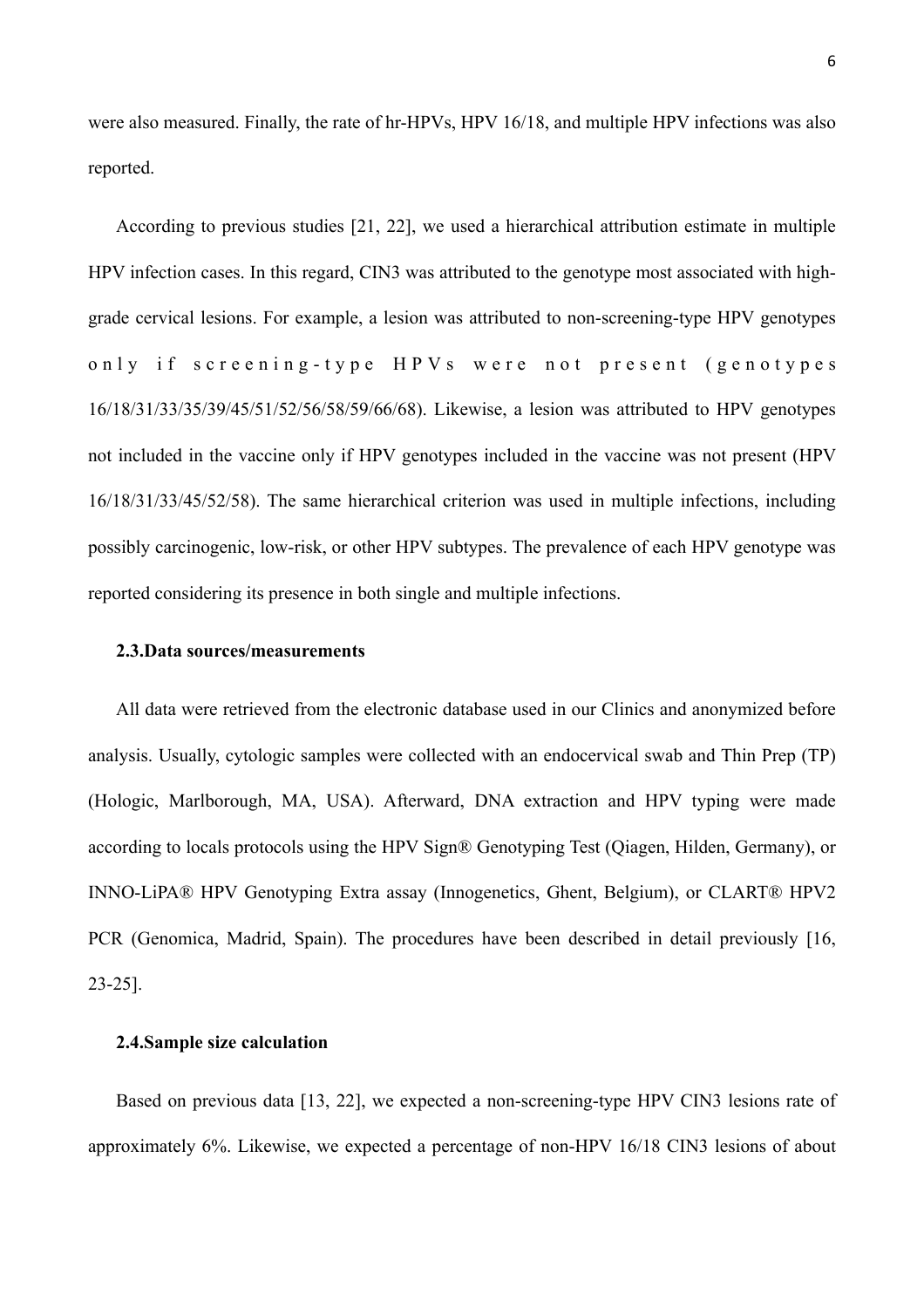were also measured. Finally, the rate of hr-HPVs, HPV 16/18, and multiple HPV infections was also reported.

According to previous studies [21, 22], we used a hierarchical attribution estimate in multiple HPV infection cases. In this regard, CIN3 was attributed to the genotype most associated with high-grade cervical lesions. For example, a lesion was attributed to non-screening-type HPV genotypes only if screening-type HPVs were not present (genotypes 16/18/31/33/35/39/45/51/52/56/58/59/66/68). Likewise, a lesion was attributed to HPV genotypes not included in the vaccine only if HPV genotypes included in the vaccine was not present (HPV 16/18/31/33/45/52/58). The same hierarchical criterion was used in multiple infections, including possibly carcinogenic, low-risk, or other HPV subtypes. The prevalence of each HPV genotype was reported considering its presence in both single and multiple infections.

### 2.3.Data sources/measurements

All data were retrieved from the electronic database used in our Clinics and anonymized before analysis. Usually, cytologic samples were collected with an endocervical swab and Thin Prep (TP) (Hologic, Marlborough, MA, USA). Afterward, DNA extraction and HPV typing were made according to locals protocols using the HPV Sign® Genotyping Test (Qiagen, Hilden, Germany), or INNO-LiPA® HPV Genotyping Extra assay (Innogenetics, Ghent, Belgium), or CLART® HPV2 PCR (Genomica, Madrid, Spain). The procedures have been described in detail previously [16, 23-25].

### 2.4.Sample size calculation

Based on previous data [13, 22], we expected a non-screening-type HPV CIN3 lesions rate of approximately 6%. Likewise, we expected a percentage of non-HPV 16/18 CIN3 lesions of about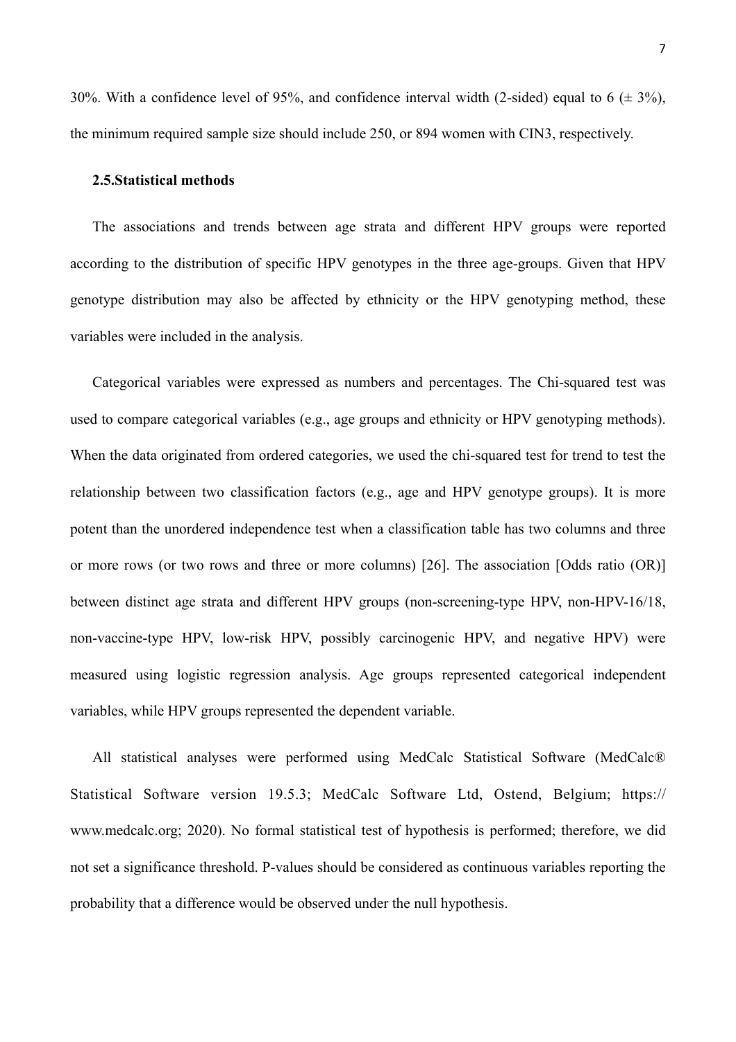30%. With a confidence level of 95%, and confidence interval width (2-sided) equal to 6 (± 3%), the minimum required sample size should include 250, or 894 women with CIN3, respectively.

### 2.5. Statistical methods

The associations and trends between age strata and different HPV groups were reported according to the distribution of specific HPV genotypes in the three age-groups. Given that HPV genotype distribution may also be affected by ethnicity or the HPV genotyping method, these variables were included in the analysis.

Categorical variables were expressed as numbers and percentages. The Chi-squared test was used to compare categorical variables (e.g., age groups and ethnicity or HPV genotyping methods). When the data originated from ordered categories, we used the chi-squared test for trend to test the relationship between two classification factors (e.g., age and HPV genotype groups). It is more potent than the unordered independence test when a classification table has two columns and three or more rows (or two rows and three or more columns) [26]. The association [Odds ratio (OR)] between distinct age strata and different HPV groups (non-screening-type HPV, non-HPV-16/18, non-vaccine-type HPV, low-risk HPV, possibly carcinogenic HPV, and negative HPV) were measured using logistic regression analysis. Age groups represented categorical independent variables, while HPV groups represented the dependent variable.

All statistical analyses were performed using MedCalc Statistical Software (MedCalc® Statistical Software version 19.5.3; MedCalc Software Ltd, Ostend, Belgium; https://www.medcalc.org; 2020). No formal statistical test of hypothesis is performed; therefore, we did not set a significance threshold. P-values should be considered as continuous variables reporting the probability that a difference would be observed under the null hypothesis.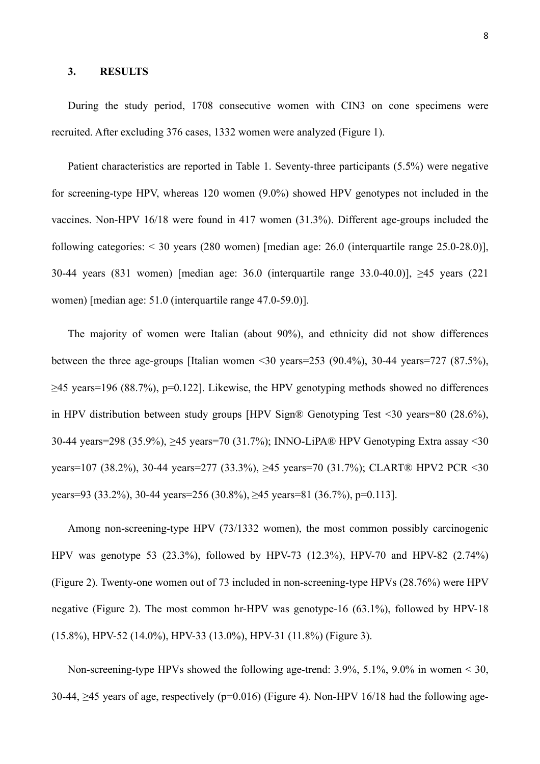## 3. RESULTS

During the study period, 1708 consecutive women with CIN3 on cone specimens were recruited. After excluding 376 cases, 1332 women were analyzed (Figure 1).

Patient characteristics are reported in Table 1. Seventy-three participants (5.5%) were negative for screening-type HPV, whereas 120 women (9.0%) showed HPV genotypes not included in the vaccines. Non-HPV 16/18 were found in 417 women (31.3%). Different age-groups included the following categories: < 30 years (280 women) [median age: 26.0 (interquartile range 25.0-28.0)], 30-44 years (831 women) [median age: 36.0 (interquartile range 33.0-40.0)], ≥45 years (221 women) [median age: 51.0 (interquartile range 47.0-59.0)].

The majority of women were Italian (about 90%), and ethnicity did not show differences between the three age-groups [Italian women <30 years=253 (90.4%), 30-44 years=727 (87.5%), ≥45 years=196 (88.7%), p=0.122]. Likewise, the HPV genotyping methods showed no differences in HPV distribution between study groups [HPV Sign® Genotyping Test <30 years=80 (28.6%), 30-44 years=298 (35.9%), ≥45 years=70 (31.7%); INNO-LiPA® HPV Genotyping Extra assay <30 years=107 (38.2%), 30-44 years=277 (33.3%), ≥45 years=70 (31.7%); CLART® HPV2 PCR <30 years=93 (33.2%), 30-44 years=256 (30.8%), ≥45 years=81 (36.7%), p=0.113].

Among non-screening-type HPV (73/1332 women), the most common possibly carcinogenic HPV was genotype 53 (23.3%), followed by HPV-73 (12.3%), HPV-70 and HPV-82 (2.74%) (Figure 2). Twenty-one women out of 73 included in non-screening-type HPVs (28.76%) were HPV negative (Figure 2). The most common hr-HPV was genotype-16 (63.1%), followed by HPV-18 (15.8%), HPV-52 (14.0%), HPV-33 (13.0%), HPV-31 (11.8%) (Figure 3).

Non-screening-type HPVs showed the following age-trend: 3.9%, 5.1%, 9.0% in women < 30, 30-44, ≥45 years of age, respectively (p=0.016) (Figure 4). Non-HPV 16/18 had the following age-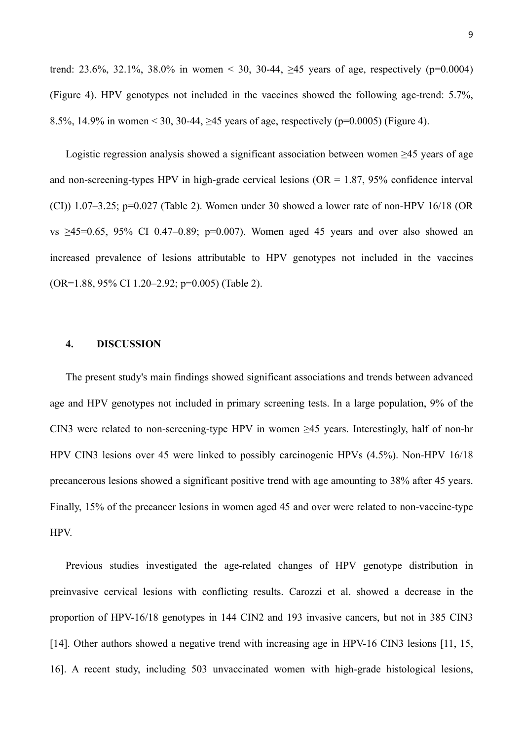trend: 23.6%, 32.1%, 38.0% in women < 30, 30-44, ≥45 years of age, respectively (p=0.0004) (Figure 4). HPV genotypes not included in the vaccines showed the following age-trend: 5.7%, 8.5%, 14.9% in women < 30, 30-44, ≥45 years of age, respectively (p=0.0005) (Figure 4).

Logistic regression analysis showed a significant association between women ≥45 years of age and non-screening-types HPV in high-grade cervical lesions (OR = 1.87, 95% confidence interval (CI)) 1.07–3.25; p=0.027 (Table 2). Women under 30 showed a lower rate of non-HPV 16/18 (OR vs ≥45=0.65, 95% CI 0.47–0.89; p=0.007). Women aged 45 years and over also showed an increased prevalence of lesions attributable to HPV genotypes not included in the vaccines (OR=1.88, 95% CI 1.20–2.92; p=0.005) (Table 2).

## 4. DISCUSSION

The present study's main findings showed significant associations and trends between advanced age and HPV genotypes not included in primary screening tests. In a large population, 9% of the CIN3 were related to non-screening-type HPV in women ≥45 years. Interestingly, half of non-hr HPV CIN3 lesions over 45 were linked to possibly carcinogenic HPVs (4.5%). Non-HPV 16/18 precancerous lesions showed a significant positive trend with age amounting to 38% after 45 years. Finally, 15% of the precancer lesions in women aged 45 and over were related to non-vaccine-type HPV.

Previous studies investigated the age-related changes of HPV genotype distribution in preinvasive cervical lesions with conflicting results. Carozzi et al. showed a decrease in the proportion of HPV-16/18 genotypes in 144 CIN2 and 193 invasive cancers, but not in 385 CIN3 [14]. Other authors showed a negative trend with increasing age in HPV-16 CIN3 lesions [11, 15, 16]. A recent study, including 503 unvaccinated women with high-grade histological lesions,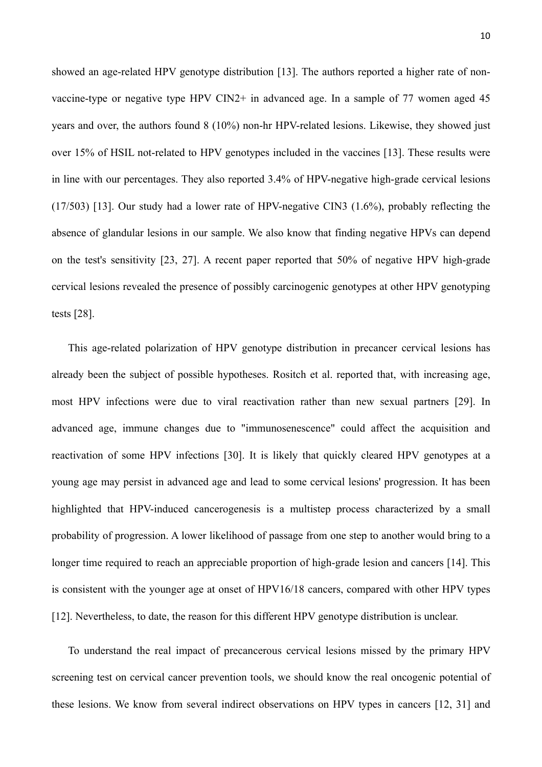showed an age-related HPV genotype distribution [13]. The authors reported a higher rate of non-vaccine-type or negative type HPV CIN2+ in advanced age. In a sample of 77 women aged 45 years and over, the authors found 8 (10%) non-hr HPV-related lesions. Likewise, they showed just over 15% of HSIL not-related to HPV genotypes included in the vaccines [13]. These results were in line with our percentages. They also reported 3.4% of HPV-negative high-grade cervical lesions (17/503) [13]. Our study had a lower rate of HPV-negative CIN3 (1.6%), probably reflecting the absence of glandular lesions in our sample. We also know that finding negative HPVs can depend on the test's sensitivity [23, 27]. A recent paper reported that 50% of negative HPV high-grade cervical lesions revealed the presence of possibly carcinogenic genotypes at other HPV genotyping tests [28].

This age-related polarization of HPV genotype distribution in precancer cervical lesions has already been the subject of possible hypotheses. Rositch et al. reported that, with increasing age, most HPV infections were due to viral reactivation rather than new sexual partners [29]. In advanced age, immune changes due to "immunosenescence" could affect the acquisition and reactivation of some HPV infections [30]. It is likely that quickly cleared HPV genotypes at a young age may persist in advanced age and lead to some cervical lesions' progression. It has been highlighted that HPV-induced cancerogenesis is a multistep process characterized by a small probability of progression. A lower likelihood of passage from one step to another would bring to a longer time required to reach an appreciable proportion of high-grade lesion and cancers [14]. This is consistent with the younger age at onset of HPV16/18 cancers, compared with other HPV types [12]. Nevertheless, to date, the reason for this different HPV genotype distribution is unclear.

To understand the real impact of precancerous cervical lesions missed by the primary HPV screening test on cervical cancer prevention tools, we should know the real oncogenic potential of these lesions. We know from several indirect observations on HPV types in cancers [12, 31] and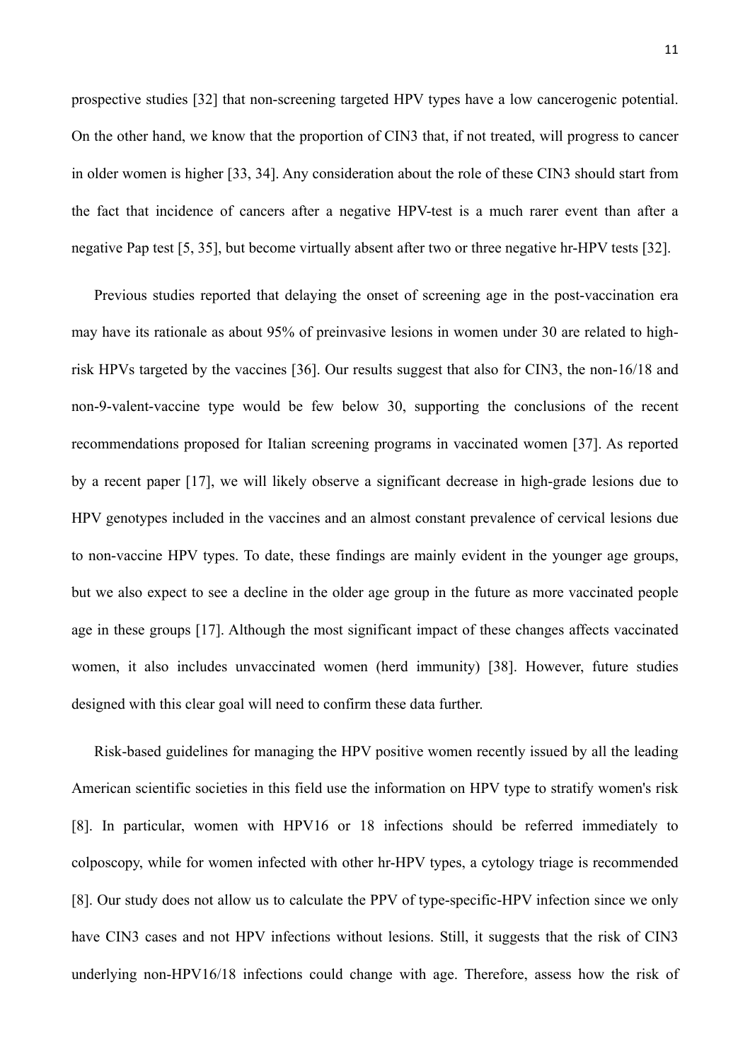prospective studies [32] that non-screening targeted HPV types have a low cancerogenic potential. On the other hand, we know that the proportion of CIN3 that, if not treated, will progress to cancer in older women is higher [33, 34]. Any consideration about the role of these CIN3 should start from the fact that incidence of cancers after a negative HPV-test is a much rarer event than after a negative Pap test [5, 35], but become virtually absent after two or three negative hr-HPV tests [32].

Previous studies reported that delaying the onset of screening age in the post-vaccination era may have its rationale as about 95% of preinvasive lesions in women under 30 are related to high-risk HPVs targeted by the vaccines [36]. Our results suggest that also for CIN3, the non-16/18 and non-9-valent-vaccine type would be few below 30, supporting the conclusions of the recent recommendations proposed for Italian screening programs in vaccinated women [37]. As reported by a recent paper [17], we will likely observe a significant decrease in high-grade lesions due to HPV genotypes included in the vaccines and an almost constant prevalence of cervical lesions due to non-vaccine HPV types. To date, these findings are mainly evident in the younger age groups, but we also expect to see a decline in the older age group in the future as more vaccinated people age in these groups [17]. Although the most significant impact of these changes affects vaccinated women, it also includes unvaccinated women (herd immunity) [38]. However, future studies designed with this clear goal will need to confirm these data further.

Risk-based guidelines for managing the HPV positive women recently issued by all the leading American scientific societies in this field use the information on HPV type to stratify women's risk [8]. In particular, women with HPV16 or 18 infections should be referred immediately to colposcopy, while for women infected with other hr-HPV types, a cytology triage is recommended [8]. Our study does not allow us to calculate the PPV of type-specific-HPV infection since we only have CIN3 cases and not HPV infections without lesions. Still, it suggests that the risk of CIN3 underlying non-HPV16/18 infections could change with age. Therefore, assess how the risk of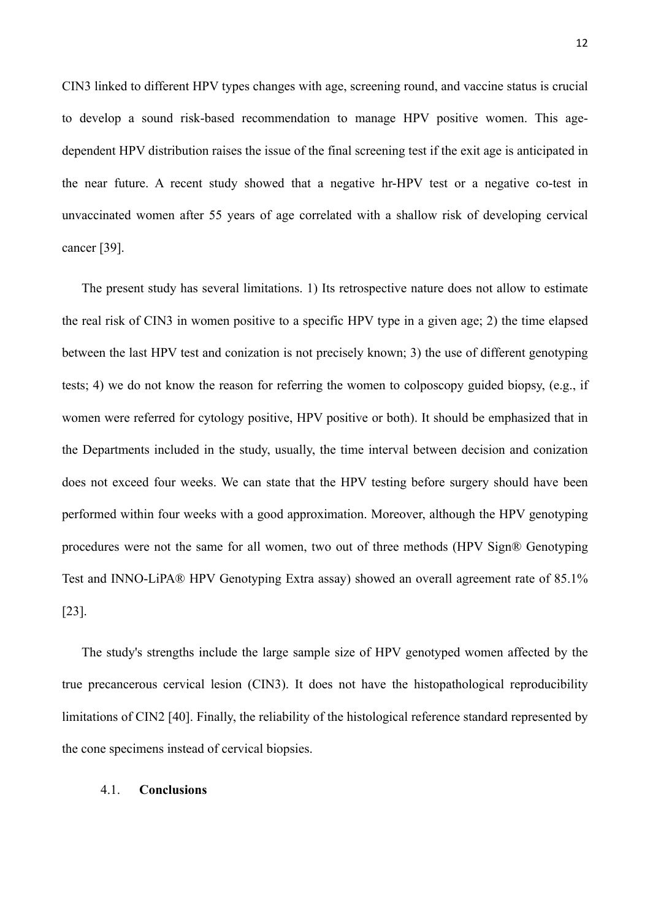CIN3 linked to different HPV types changes with age, screening round, and vaccine status is crucial to develop a sound risk-based recommendation to manage HPV positive women. This age-dependent HPV distribution raises the issue of the final screening test if the exit age is anticipated in the near future. A recent study showed that a negative hr-HPV test or a negative co-test in unvaccinated women after 55 years of age correlated with a shallow risk of developing cervical cancer [39].

The present study has several limitations. 1) Its retrospective nature does not allow to estimate the real risk of CIN3 in women positive to a specific HPV type in a given age; 2) the time elapsed between the last HPV test and conization is not precisely known; 3) the use of different genotyping tests; 4) we do not know the reason for referring the women to colposcopy guided biopsy, (e.g., if women were referred for cytology positive, HPV positive or both). It should be emphasized that in the Departments included in the study, usually, the time interval between decision and conization does not exceed four weeks. We can state that the HPV testing before surgery should have been performed within four weeks with a good approximation. Moreover, although the HPV genotyping procedures were not the same for all women, two out of three methods (HPV Sign® Genotyping Test and INNO-LiPA® HPV Genotyping Extra assay) showed an overall agreement rate of 85.1% [23].

The study's strengths include the large sample size of HPV genotyped women affected by the true precancerous cervical lesion (CIN3). It does not have the histopathological reproducibility limitations of CIN2 [40]. Finally, the reliability of the histological reference standard represented by the cone specimens instead of cervical biopsies.

### 4.1. **Conclusions**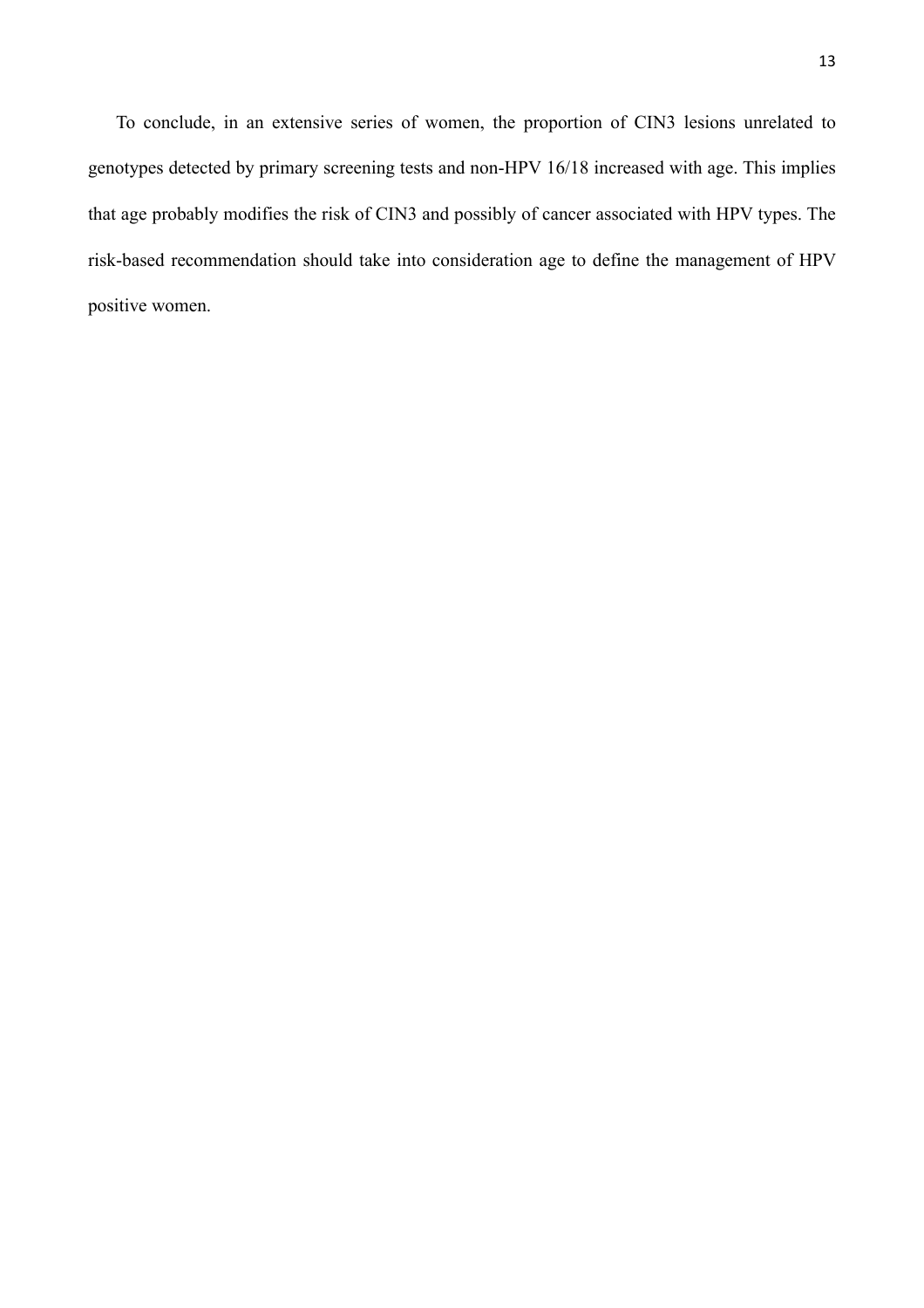To conclude, in an extensive series of women, the proportion of CIN3 lesions unrelated to genotypes detected by primary screening tests and non-HPV 16/18 increased with age. This implies that age probably modifies the risk of CIN3 and possibly of cancer associated with HPV types. The risk-based recommendation should take into consideration age to define the management of HPV positive women.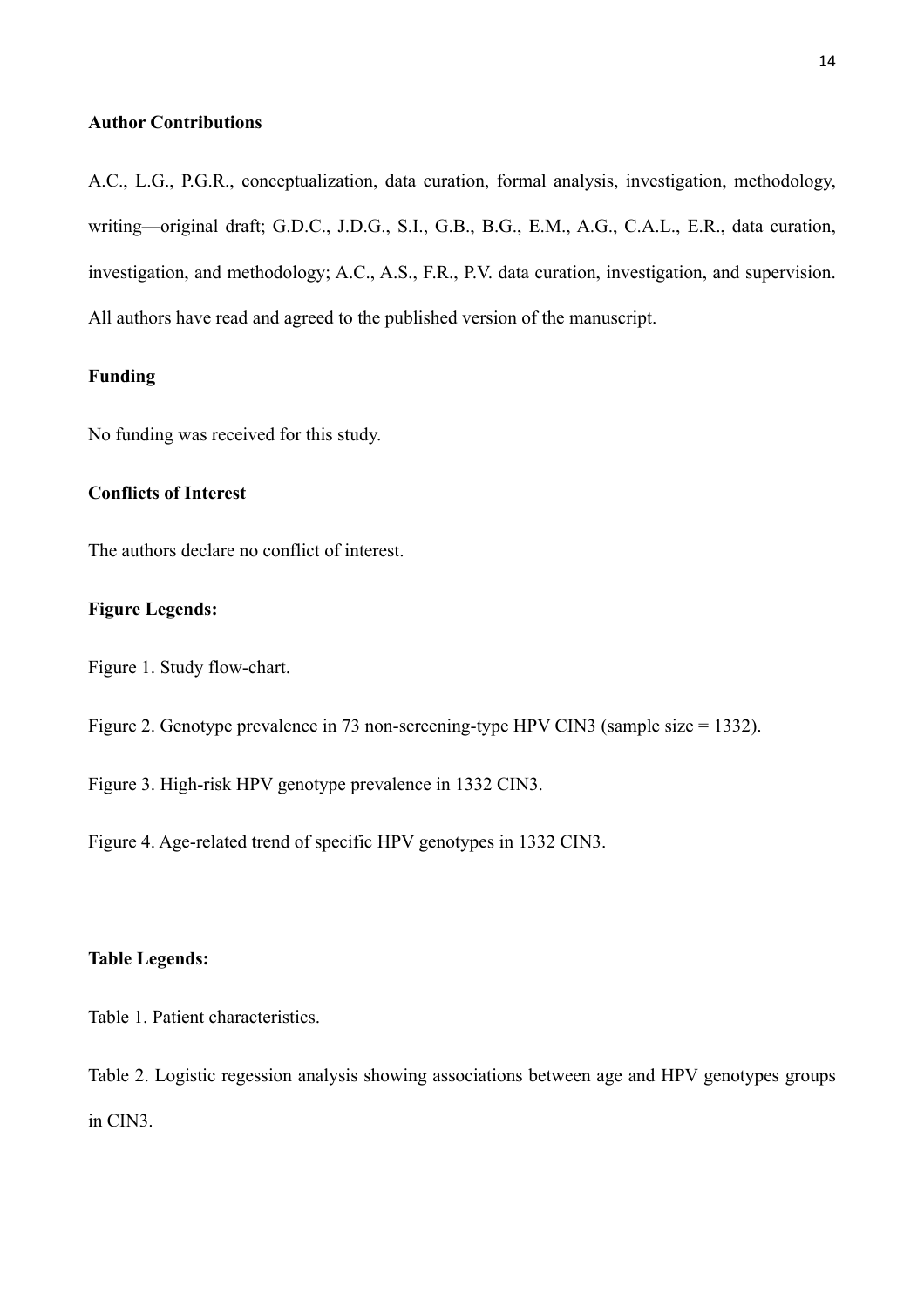**Author Contributions**

A.C., L.G., P.G.R., conceptualization, data curation, formal analysis, investigation, methodology, writing—original draft; G.D.C., J.D.G., S.I., G.B., B.G., E.M., A.G., C.A.L., E.R., data curation, investigation, and methodology; A.C., A.S., F.R., P.V. data curation, investigation, and supervision. All authors have read and agreed to the published version of the manuscript.

**Funding**

No funding was received for this study.

**Conflicts of Interest**

The authors declare no conflict of interest.

**Figure Legends:**

Figure 1. Study flow-chart.

Figure 2. Genotype prevalence in 73 non-screening-type HPV CIN3 (sample size = 1332).

Figure 3. High-risk HPV genotype prevalence in 1332 CIN3.

Figure 4. Age-related trend of specific HPV genotypes in 1332 CIN3.

**Table Legends:**

Table 1. Patient characteristics.

Table 2. Logistic regession analysis showing associations between age and HPV genotypes groups in CIN3.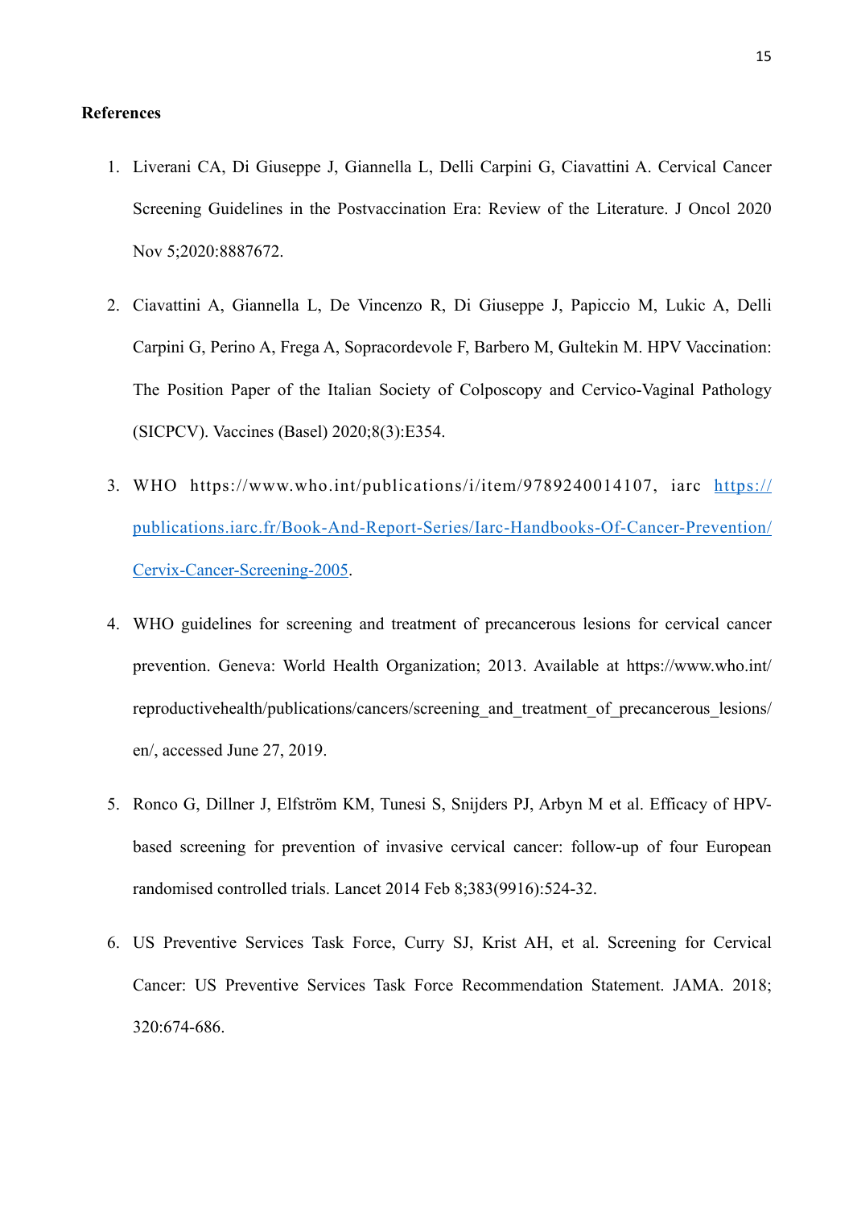**References**

1. Liverani CA, Di Giuseppe J, Giannella L, Delli Carpini G, Ciavattini A. Cervical Cancer Screening Guidelines in the Postvaccination Era: Review of the Literature. J Oncol 2020 Nov 5;2020:8887672.

2. Ciavattini A, Giannella L, De Vincenzo R, Di Giuseppe J, Papiccio M, Lukic A, Delli Carpini G, Perino A, Frega A, Sopracordevole F, Barbero M, Gultekin M. HPV Vaccination: The Position Paper of the Italian Society of Colposcopy and Cervico-Vaginal Pathology (SICPCV). Vaccines (Basel) 2020;8(3):E354.

3. WHO https://www.who.int/publications/i/item/9789240014107, iarc https://publications.iarc.fr/Book-And-Report-Series/Iarc-Handbooks-Of-Cancer-Prevention/Cervix-Cancer-Screening-2005.

4. WHO guidelines for screening and treatment of precancerous lesions for cervical cancer prevention. Geneva: World Health Organization; 2013. Available at https://www.who.int/reproductivehealth/publications/cancers/screening_and_treatment_of_precancerous_lesions/en/, accessed June 27, 2019.

5. Ronco G, Dillner J, Elfström KM, Tunesi S, Snijders PJ, Arbyn M et al. Efficacy of HPV-based screening for prevention of invasive cervical cancer: follow-up of four European randomised controlled trials. Lancet 2014 Feb 8;383(9916):524-32.

6. US Preventive Services Task Force, Curry SJ, Krist AH, et al. Screening for Cervical Cancer: US Preventive Services Task Force Recommendation Statement. JAMA. 2018; 320:674-686.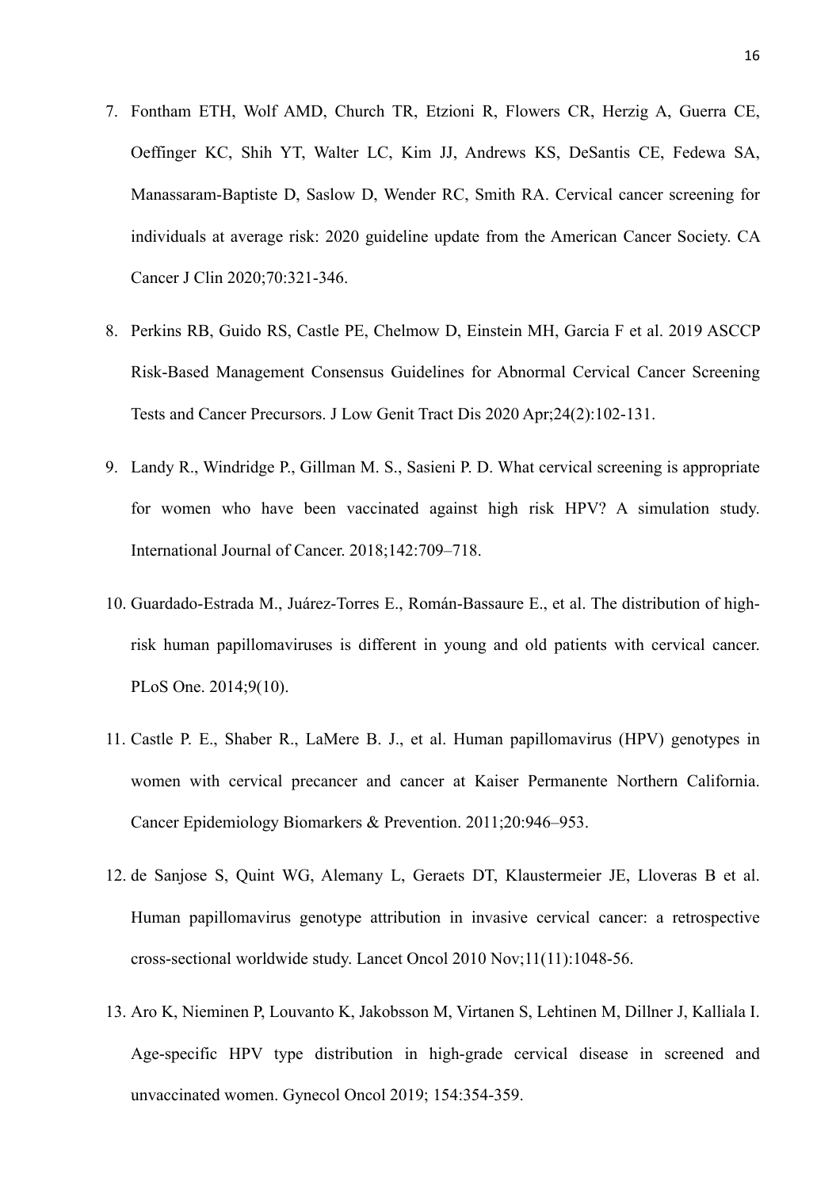7. Fontham ETH, Wolf AMD, Church TR, Etzioni R, Flowers CR, Herzig A, Guerra CE, Oeffinger KC, Shih YT, Walter LC, Kim JJ, Andrews KS, DeSantis CE, Fedewa SA, Manassaram-Baptiste D, Saslow D, Wender RC, Smith RA. Cervical cancer screening for individuals at average risk: 2020 guideline update from the American Cancer Society. CA Cancer J Clin 2020;70:321-346.
8. Perkins RB, Guido RS, Castle PE, Chelmow D, Einstein MH, Garcia F et al. 2019 ASCCP Risk-Based Management Consensus Guidelines for Abnormal Cervical Cancer Screening Tests and Cancer Precursors. J Low Genit Tract Dis 2020 Apr;24(2):102-131.
9. Landy R., Windridge P., Gillman M. S., Sasieni P. D. What cervical screening is appropriate for women who have been vaccinated against high risk HPV? A simulation study. International Journal of Cancer. 2018;142:709–718.
10. Guardado-Estrada M., Juárez-Torres E., Román-Bassaure E., et al. The distribution of high-risk human papillomaviruses is different in young and old patients with cervical cancer. PLoS One. 2014;9(10).
11. Castle P. E., Shaber R., LaMere B. J., et al. Human papillomavirus (HPV) genotypes in women with cervical precancer and cancer at Kaiser Permanente Northern California. Cancer Epidemiology Biomarkers & Prevention. 2011;20:946–953.
12. de Sanjose S, Quint WG, Alemany L, Geraets DT, Klaustermeier JE, Lloveras B et al. Human papillomavirus genotype attribution in invasive cervical cancer: a retrospective cross-sectional worldwide study. Lancet Oncol 2010 Nov;11(11):1048-56.
13. Aro K, Nieminen P, Louvanto K, Jakobsson M, Virtanen S, Lehtinen M, Dillner J, Kalliala I. Age-specific HPV type distribution in high-grade cervical disease in screened and unvaccinated women. Gynecol Oncol 2019; 154:354-359.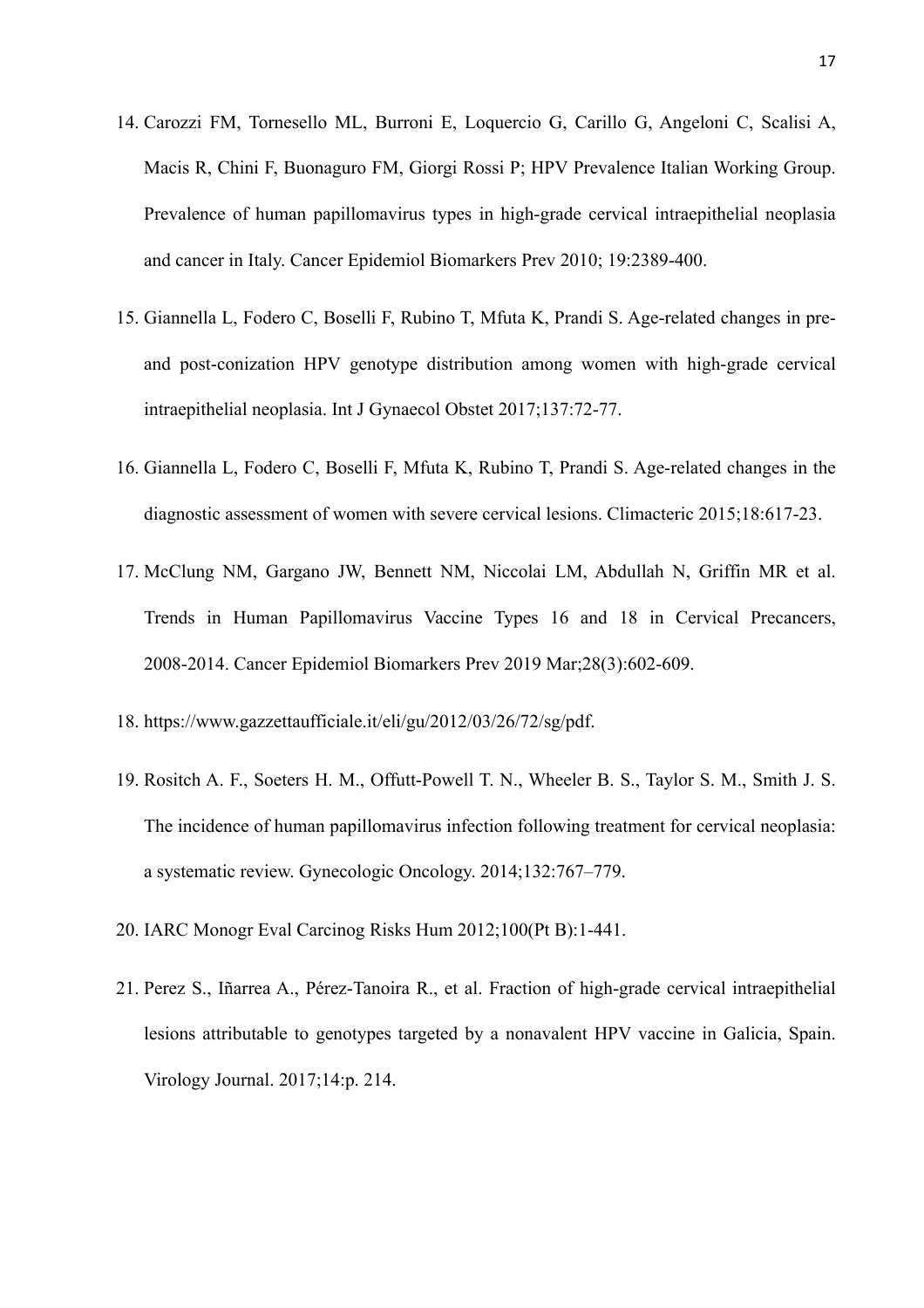14. Carozzi FM, Tornesello ML, Burroni E, Loquercio G, Carillo G, Angeloni C, Scalisi A, Macis R, Chini F, Buonaguro FM, Giorgi Rossi P; HPV Prevalence Italian Working Group. Prevalence of human papillomavirus types in high-grade cervical intraepithelial neoplasia and cancer in Italy. Cancer Epidemiol Biomarkers Prev 2010; 19:2389-400.

15. Giannella L, Fodero C, Boselli F, Rubino T, Mfuta K, Prandi S. Age-related changes in pre- and post-conization HPV genotype distribution among women with high-grade cervical intraepithelial neoplasia. Int J Gynaecol Obstet 2017;137:72-77.

16. Giannella L, Fodero C, Boselli F, Mfuta K, Rubino T, Prandi S. Age-related changes in the diagnostic assessment of women with severe cervical lesions. Climacteric 2015;18:617-23.

17. McClung NM, Gargano JW, Bennett NM, Niccolai LM, Abdullah N, Griffin MR et al. Trends in Human Papillomavirus Vaccine Types 16 and 18 in Cervical Precancers, 2008-2014. Cancer Epidemiol Biomarkers Prev 2019 Mar;28(3):602-609.

18. https://www.gazzettaufficiale.it/eli/gu/2012/03/26/72/sg/pdf.

19. Rositch A. F., Soeters H. M., Offutt-Powell T. N., Wheeler B. S., Taylor S. M., Smith J. S. The incidence of human papillomavirus infection following treatment for cervical neoplasia: a systematic review. Gynecologic Oncology. 2014;132:767–779.

20. IARC Monogr Eval Carcinog Risks Hum 2012;100(Pt B):1-441.

21. Perez S., Iñarrea A., Pérez-Tanoira R., et al. Fraction of high-grade cervical intraepithelial lesions attributable to genotypes targeted by a nonavalent HPV vaccine in Galicia, Spain. Virology Journal. 2017;14:p. 214.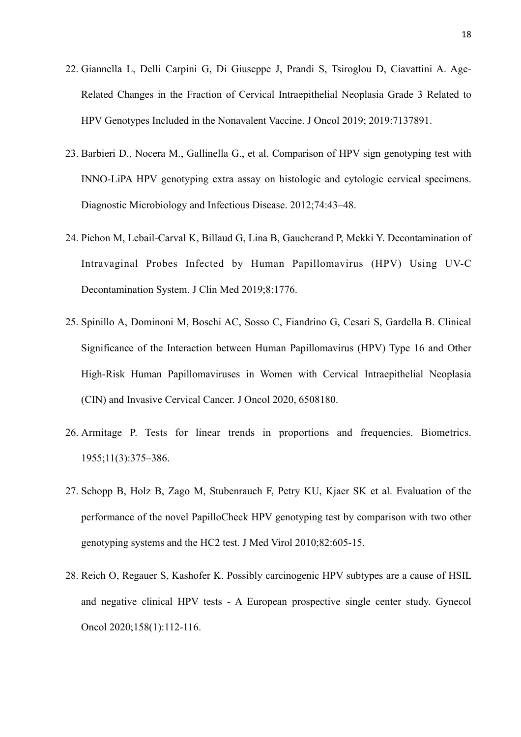22. Giannella L, Delli Carpini G, Di Giuseppe J, Prandi S, Tsiroglou D, Ciavattini A. Age-Related Changes in the Fraction of Cervical Intraepithelial Neoplasia Grade 3 Related to HPV Genotypes Included in the Nonavalent Vaccine. J Oncol 2019; 2019:7137891.

23. Barbieri D., Nocera M., Gallinella G., et al. Comparison of HPV sign genotyping test with INNO-LiPA HPV genotyping extra assay on histologic and cytologic cervical specimens. Diagnostic Microbiology and Infectious Disease. 2012;74:43–48.

24. Pichon M, Lebail-Carval K, Billaud G, Lina B, Gaucherand P, Mekki Y. Decontamination of Intravaginal Probes Infected by Human Papillomavirus (HPV) Using UV-C Decontamination System. J Clin Med 2019;8:1776.

25. Spinillo A, Dominoni M, Boschi AC, Sosso C, Fiandrino G, Cesari S, Gardella B. Clinical Significance of the Interaction between Human Papillomavirus (HPV) Type 16 and Other High-Risk Human Papillomaviruses in Women with Cervical Intraepithelial Neoplasia (CIN) and Invasive Cervical Cancer. J Oncol 2020, 6508180.

26. Armitage P. Tests for linear trends in proportions and frequencies. Biometrics. 1955;11(3):375–386.

27. Schopp B, Holz B, Zago M, Stubenrauch F, Petry KU, Kjaer SK et al. Evaluation of the performance of the novel PapilloCheck HPV genotyping test by comparison with two other genotyping systems and the HC2 test. J Med Virol 2010;82:605-15.

28. Reich O, Regauer S, Kashofer K. Possibly carcinogenic HPV subtypes are a cause of HSIL and negative clinical HPV tests - A European prospective single center study. Gynecol Oncol 2020;158(1):112-116.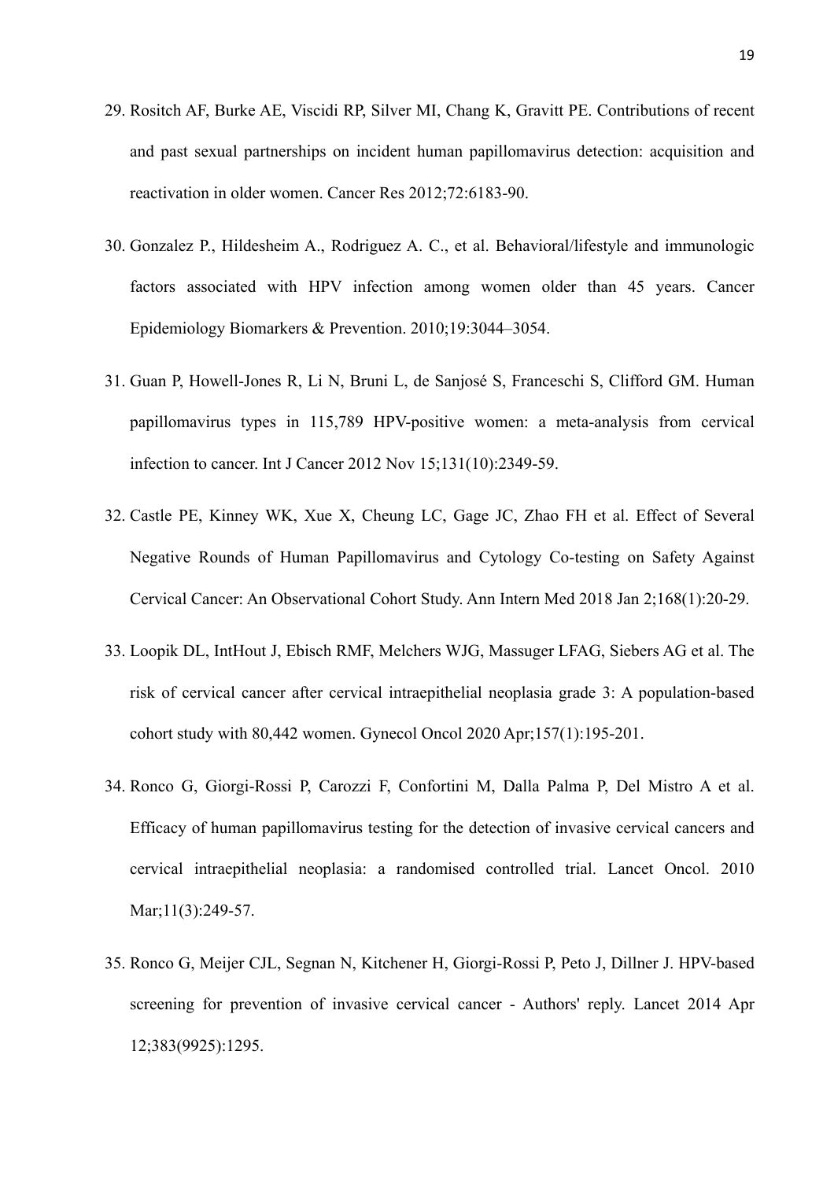29. Rositch AF, Burke AE, Viscidi RP, Silver MI, Chang K, Gravitt PE. Contributions of recent and past sexual partnerships on incident human papillomavirus detection: acquisition and reactivation in older women. Cancer Res 2012;72:6183-90.

30. Gonzalez P., Hildesheim A., Rodriguez A. C., et al. Behavioral/lifestyle and immunologic factors associated with HPV infection among women older than 45 years. Cancer Epidemiology Biomarkers & Prevention. 2010;19:3044–3054.

31. Guan P, Howell-Jones R, Li N, Bruni L, de Sanjosé S, Franceschi S, Clifford GM. Human papillomavirus types in 115,789 HPV-positive women: a meta-analysis from cervical infection to cancer. Int J Cancer 2012 Nov 15;131(10):2349-59.

32. Castle PE, Kinney WK, Xue X, Cheung LC, Gage JC, Zhao FH et al. Effect of Several Negative Rounds of Human Papillomavirus and Cytology Co-testing on Safety Against Cervical Cancer: An Observational Cohort Study. Ann Intern Med 2018 Jan 2;168(1):20-29.

33. Loopik DL, IntHout J, Ebisch RMF, Melchers WJG, Massuger LFAG, Siebers AG et al. The risk of cervical cancer after cervical intraepithelial neoplasia grade 3: A population-based cohort study with 80,442 women. Gynecol Oncol 2020 Apr;157(1):195-201.

34. Ronco G, Giorgi-Rossi P, Carozzi F, Confortini M, Dalla Palma P, Del Mistro A et al. Efficacy of human papillomavirus testing for the detection of invasive cervical cancers and cervical intraepithelial neoplasia: a randomised controlled trial. Lancet Oncol. 2010 Mar;11(3):249-57.

35. Ronco G, Meijer CJL, Segnan N, Kitchener H, Giorgi-Rossi P, Peto J, Dillner J. HPV-based screening for prevention of invasive cervical cancer - Authors' reply. Lancet 2014 Apr 12;383(9925):1295.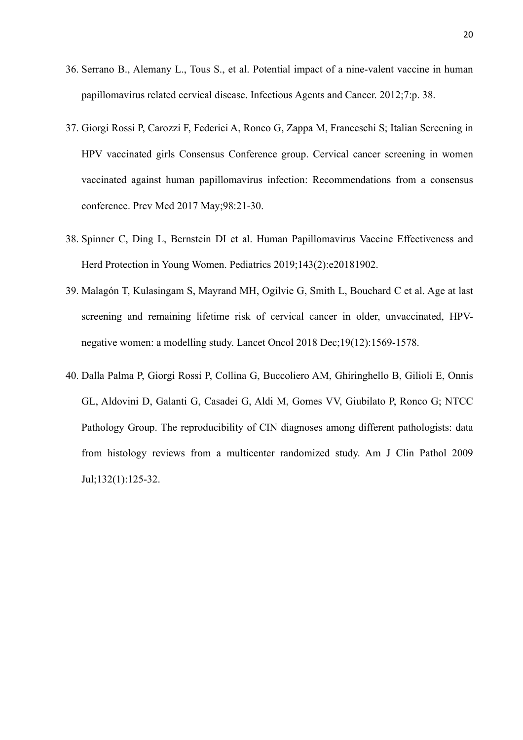36. Serrano B., Alemany L., Tous S., et al. Potential impact of a nine-valent vaccine in human papillomavirus related cervical disease. Infectious Agents and Cancer. 2012;7:p. 38.

37. Giorgi Rossi P, Carozzi F, Federici A, Ronco G, Zappa M, Franceschi S; Italian Screening in HPV vaccinated girls Consensus Conference group. Cervical cancer screening in women vaccinated against human papillomavirus infection: Recommendations from a consensus conference. Prev Med 2017 May;98:21-30.

38. Spinner C, Ding L, Bernstein DI et al. Human Papillomavirus Vaccine Effectiveness and Herd Protection in Young Women. Pediatrics 2019;143(2):e20181902.

39. Malagón T, Kulasingam S, Mayrand MH, Ogilvie G, Smith L, Bouchard C et al. Age at last screening and remaining lifetime risk of cervical cancer in older, unvaccinated, HPV-negative women: a modelling study. Lancet Oncol 2018 Dec;19(12):1569-1578.

40. Dalla Palma P, Giorgi Rossi P, Collina G, Buccoliero AM, Ghiringhello B, Gilioli E, Onnis GL, Aldovini D, Galanti G, Casadei G, Aldi M, Gomes VV, Giubilato P, Ronco G; NTCC Pathology Group. The reproducibility of CIN diagnoses among different pathologists: data from histology reviews from a multicenter randomized study. Am J Clin Pathol 2009 Jul;132(1):125-32.